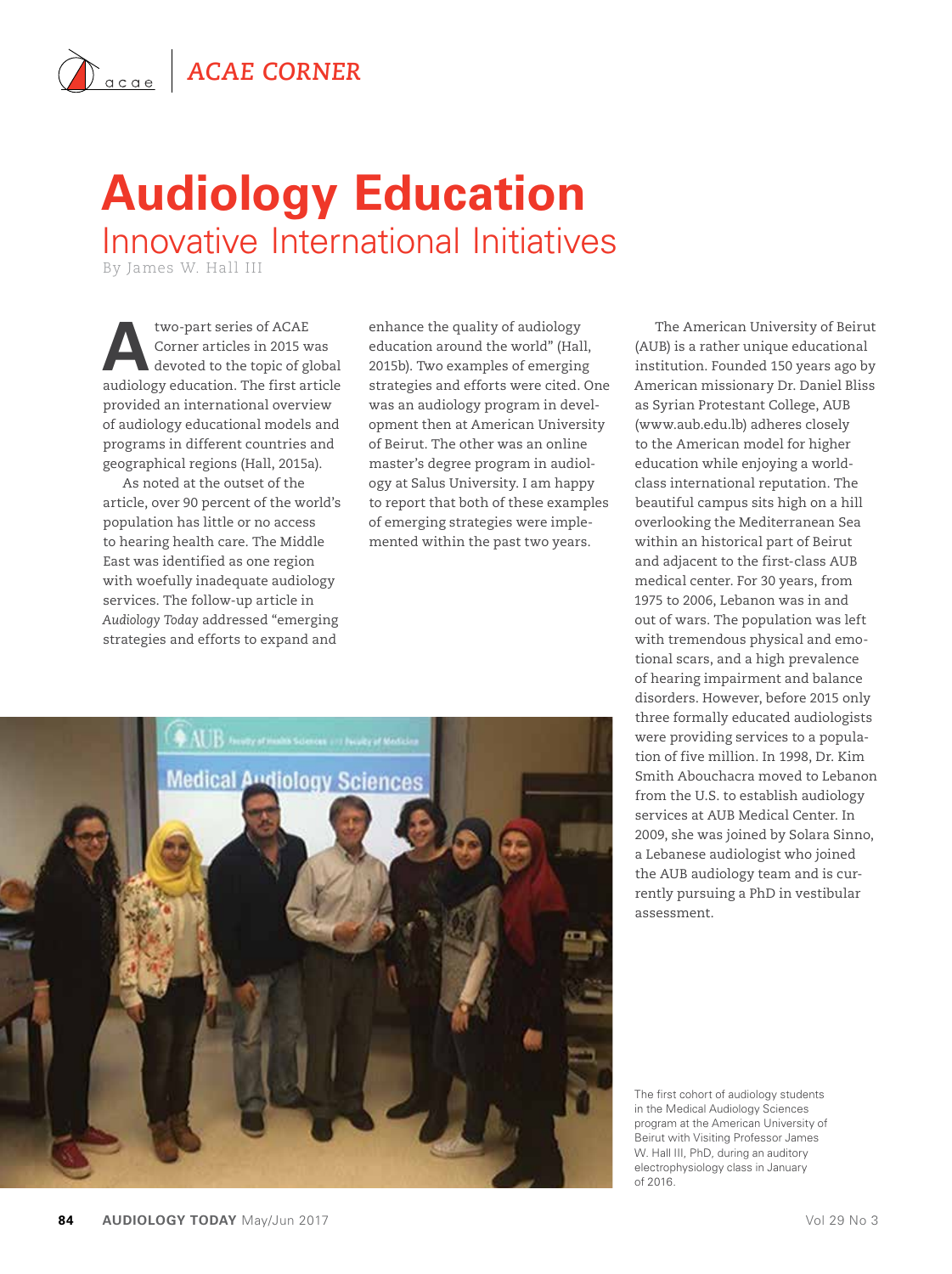# Audiology Education

## Innovative International Initiatives

By James W. Hall III

A two-part series of ACAE Corner articles in 2015 was devoted to the topic of global audiology education. The first article provided an international overview of audiology educational models and programs in different countries and geographical regions (Hall, 2015a).

As noted at the outset of the article, over 90 percent of the world's population has little or no access to hearing health care. The Middle East was identified as one region with woefully inadequate audiology services. The follow-up article in *Audiology Today* addressed "emerging strategies and efforts to expand and enhance the quality of audiology education around the world" (Hall, 2015b). Two examples of emerging strategies and efforts were cited. One was an audiology program in development then at American University of Beirut. The other was an online master's degree program in audiology at Salus University. I am happy to report that both of these examples of emerging strategies were implemented within the past two years.

The American University of Beirut (AUB) is a rather unique educational institution. Founded 150 years ago by American missionary Dr. Daniel Bliss as Syrian Protestant College, AUB (www.aub.edu.lb) adheres closely to the American model for higher education while enjoying a world-class international reputation. The beautiful campus sits high on a hill overlooking the Mediterranean Sea within an historical part of Beirut and adjacent to the first-class AUB medical center. For 30 years, from 1975 to 2006, Lebanon was in and out of wars. The population was left with tremendous physical and emotional scars, and a high prevalence of hearing impairment and balance disorders. However, before 2015 only three formally educated audiologists were providing services to a population of five million. In 1998, Dr. Kim Smith Abouchacra moved to Lebanon from the U.S. to establish audiology services at AUB Medical Center. In 2009, she was joined by Solara Sinno, a Lebanese audiologist who joined the AUB audiology team and is currently pursuing a PhD in vestibular assessment.

The first cohort of audiology students in the Medical Audiology Sciences program at the American University of Beirut with Visiting Professor James W. Hall III, PhD, during an auditory electrophysiology class in January of 2016.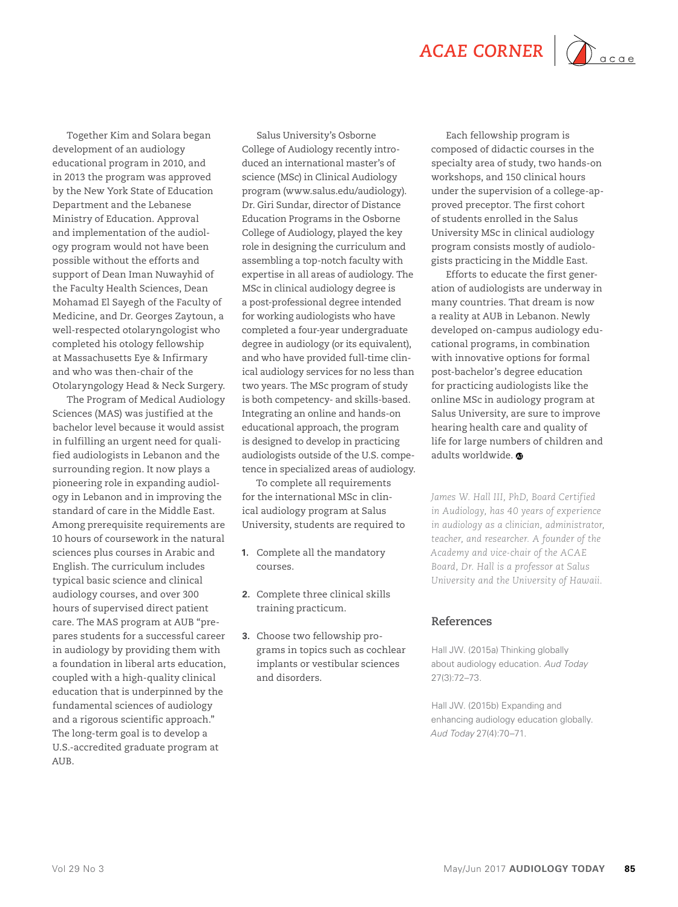Together Kim and Solara began development of an audiology educational program in 2010, and in 2013 the program was approved by the New York State of Education Department and the Lebanese Ministry of Education. Approval and implementation of the audiology program would not have been possible without the efforts and support of Dean Iman Nuwayhid of the Faculty Health Sciences, Dean Mohamad El Sayegh of the Faculty of Medicine, and Dr. Georges Zaytoun, a well-respected otolaryngologist who completed his otology fellowship at Massachusetts Eye & Infirmary and who was then-chair of the Otolaryngology Head & Neck Surgery.

The Program of Medical Audiology Sciences (MAS) was justified at the bachelor level because it would assist in fulfilling an urgent need for qualified audiologists in Lebanon and the surrounding region. It now plays a pioneering role in expanding audiology in Lebanon and in improving the standard of care in the Middle East. Among prerequisite requirements are 10 hours of coursework in the natural sciences plus courses in Arabic and English. The curriculum includes typical basic science and clinical audiology courses, and over 300 hours of supervised direct patient care. The MAS program at AUB "prepares students for a successful career in audiology by providing them with a foundation in liberal arts education, coupled with a high-quality clinical education that is underpinned by the fundamental sciences of audiology and a rigorous scientific approach." The long-term goal is to develop a U.S.-accredited graduate program at AUB.

Salus University's Osborne College of Audiology recently introduced an international master's of science (MSc) in Clinical Audiology program (www.salus.edu/audiology). Dr. Giri Sundar, director of Distance Education Programs in the Osborne College of Audiology, played the key role in designing the curriculum and assembling a top-notch faculty with expertise in all areas of audiology. The MSc in clinical audiology degree is a post-professional degree intended for working audiologists who have completed a four-year undergraduate degree in audiology (or its equivalent), and who have provided full-time clinical audiology services for no less than two years. The MSc program of study is both competency- and skills-based. Integrating an online and hands-on educational approach, the program is designed to develop in practicing audiologists outside of the U.S. competence in specialized areas of audiology.

To complete all requirements for the international MSc in clinical audiology program at Salus University, students are required to

1. Complete all the mandatory courses.
2. Complete three clinical skills training practicum.
3. Choose two fellowship programs in topics such as cochlear implants or vestibular sciences and disorders.

Each fellowship program is composed of didactic courses in the specialty area of study, two hands-on workshops, and 150 clinical hours under the supervision of a college-approved preceptor. The first cohort of students enrolled in the Salus University MSc in clinical audiology program consists mostly of audiologists practicing in the Middle East.

Efforts to educate the first generation of audiologists are underway in many countries. That dream is now a reality at AUB in Lebanon. Newly developed on-campus audiology educational programs, in combination with innovative options for formal post-bachelor's degree education for practicing audiologists like the online MSc in audiology program at Salus University, are sure to improve hearing health care and quality of life for large numbers of children and adults worldwide.

*James W. Hall III, PhD, Board Certified in Audiology, has 40 years of experience in audiology as a clinician, administrator, teacher, and researcher. A founder of the Academy and vice-chair of the ACAE Board, Dr. Hall is a professor at Salus University and the University of Hawaii.*

## References

Hall JW. (2015a) Thinking globally about audiology education. *Aud Today* 27(3):72–73.

Hall JW. (2015b) Expanding and enhancing audiology education globally. *Aud Today* 27(4):70–71.